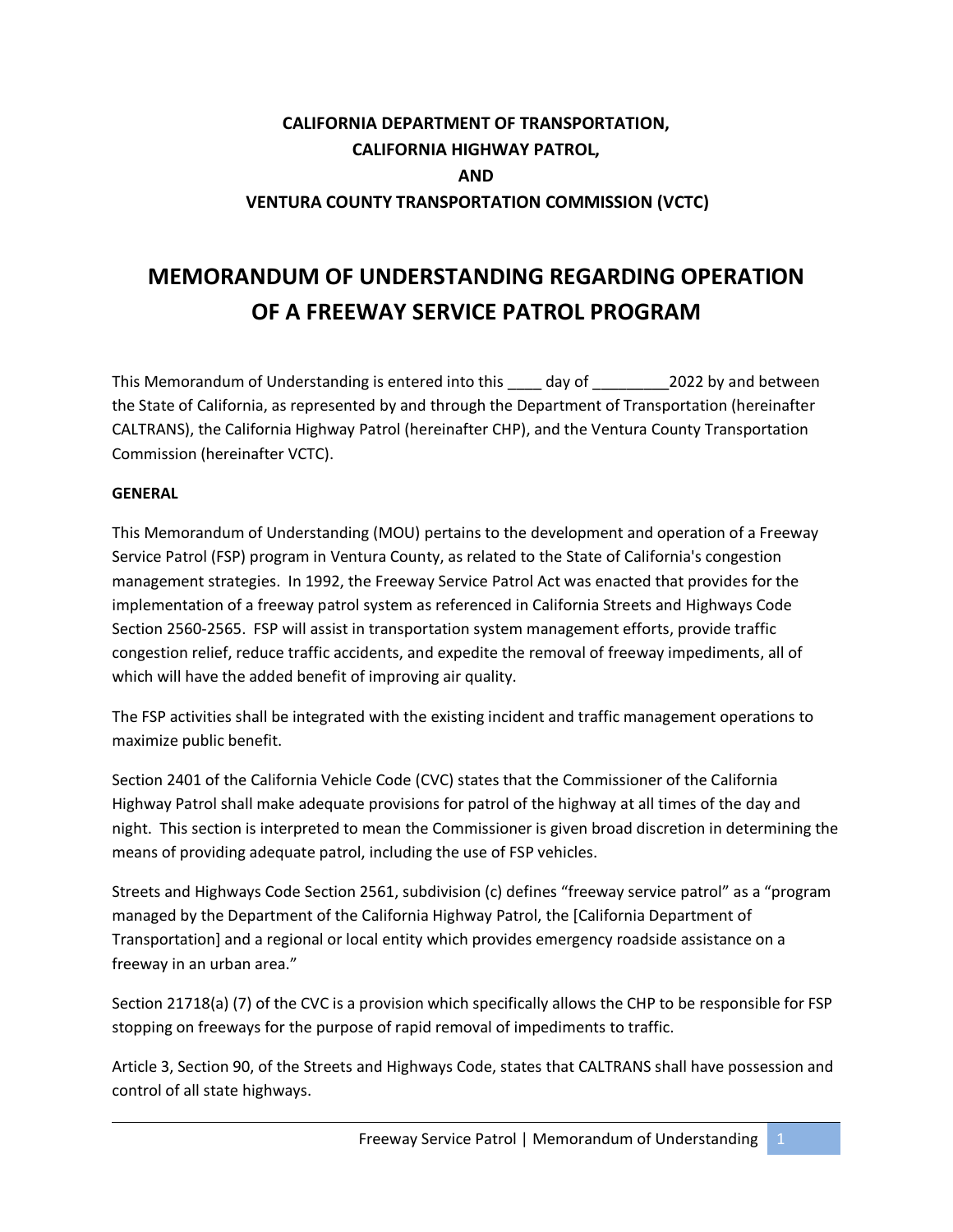**CALIFORNIA DEPARTMENT OF TRANSPORTATION,**
**CALIFORNIA HIGHWAY PATROL,**
**AND**
**VENTURA COUNTY TRANSPORTATION COMMISSION (VCTC)**

# MEMORANDUM OF UNDERSTANDING REGARDING OPERATION OF A FREEWAY SERVICE PATROL PROGRAM

This Memorandum of Understanding is entered into this ____ day of _________2022 by and between the State of California, as represented by and through the Department of Transportation (hereinafter CALTRANS), the California Highway Patrol (hereinafter CHP), and the Ventura County Transportation Commission (hereinafter VCTC).

**GENERAL**

This Memorandum of Understanding (MOU) pertains to the development and operation of a Freeway Service Patrol (FSP) program in Ventura County, as related to the State of California's congestion management strategies. In 1992, the Freeway Service Patrol Act was enacted that provides for the implementation of a freeway patrol system as referenced in California Streets and Highways Code Section 2560-2565. FSP will assist in transportation system management efforts, provide traffic congestion relief, reduce traffic accidents, and expedite the removal of freeway impediments, all of which will have the added benefit of improving air quality.

The FSP activities shall be integrated with the existing incident and traffic management operations to maximize public benefit.

Section 2401 of the California Vehicle Code (CVC) states that the Commissioner of the California Highway Patrol shall make adequate provisions for patrol of the highway at all times of the day and night. This section is interpreted to mean the Commissioner is given broad discretion in determining the means of providing adequate patrol, including the use of FSP vehicles.

Streets and Highways Code Section 2561, subdivision (c) defines "freeway service patrol" as a "program managed by the Department of the California Highway Patrol, the [California Department of Transportation] and a regional or local entity which provides emergency roadside assistance on a freeway in an urban area."

Section 21718(a) (7) of the CVC is a provision which specifically allows the CHP to be responsible for FSP stopping on freeways for the purpose of rapid removal of impediments to traffic.

Article 3, Section 90, of the Streets and Highways Code, states that CALTRANS shall have possession and control of all state highways.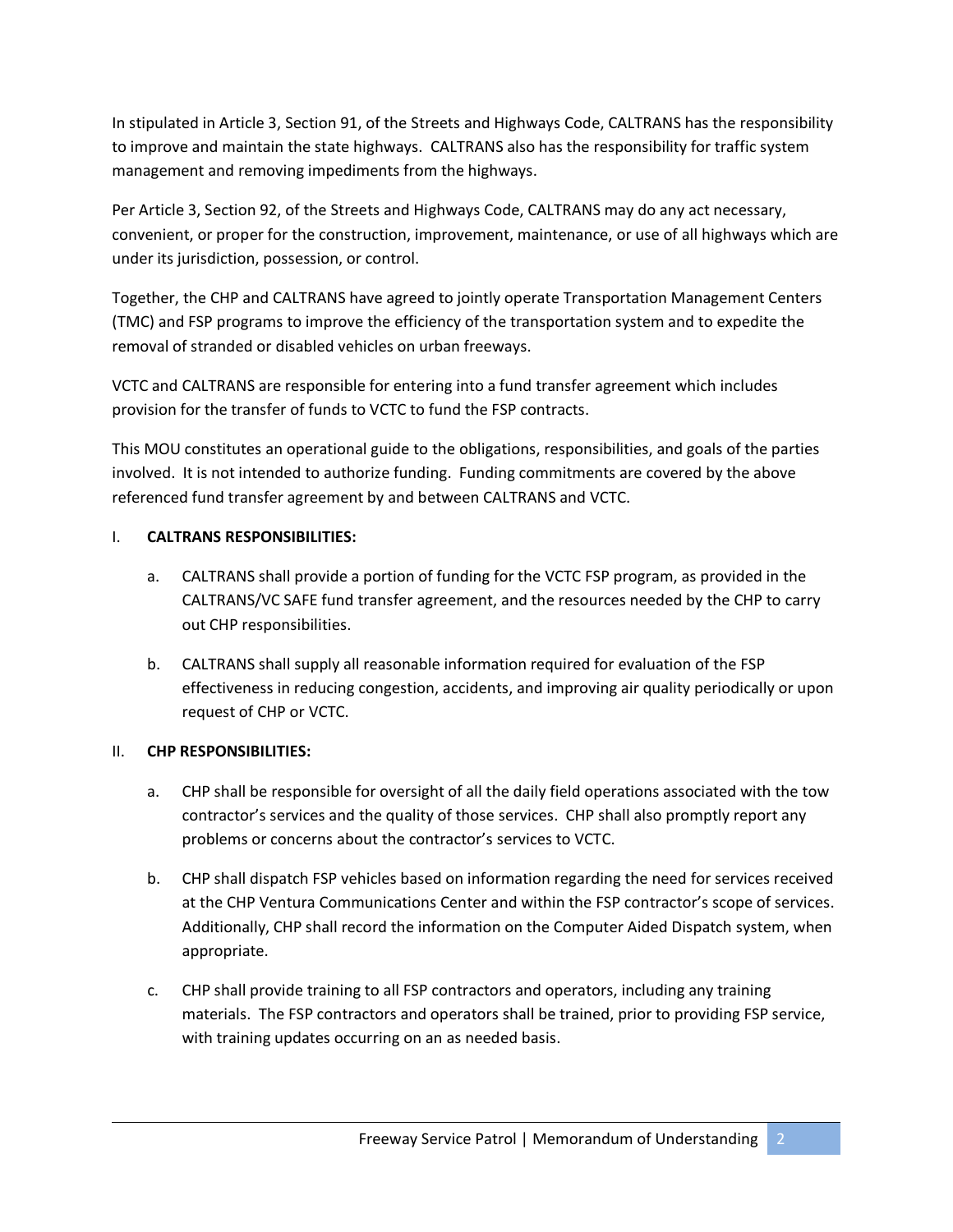In stipulated in Article 3, Section 91, of the Streets and Highways Code, CALTRANS has the responsibility to improve and maintain the state highways. CALTRANS also has the responsibility for traffic system management and removing impediments from the highways.

Per Article 3, Section 92, of the Streets and Highways Code, CALTRANS may do any act necessary, convenient, or proper for the construction, improvement, maintenance, or use of all highways which are under its jurisdiction, possession, or control.

Together, the CHP and CALTRANS have agreed to jointly operate Transportation Management Centers (TMC) and FSP programs to improve the efficiency of the transportation system and to expedite the removal of stranded or disabled vehicles on urban freeways.

VCTC and CALTRANS are responsible for entering into a fund transfer agreement which includes provision for the transfer of funds to VCTC to fund the FSP contracts.

This MOU constitutes an operational guide to the obligations, responsibilities, and goals of the parties involved. It is not intended to authorize funding. Funding commitments are covered by the above referenced fund transfer agreement by and between CALTRANS and VCTC.

I. **CALTRANS RESPONSIBILITIES:**

   a. CALTRANS shall provide a portion of funding for the VCTC FSP program, as provided in the CALTRANS/VC SAFE fund transfer agreement, and the resources needed by the CHP to carry out CHP responsibilities.

   b. CALTRANS shall supply all reasonable information required for evaluation of the FSP effectiveness in reducing congestion, accidents, and improving air quality periodically or upon request of CHP or VCTC.

II. **CHP RESPONSIBILITIES:**

   a. CHP shall be responsible for oversight of all the daily field operations associated with the tow contractor's services and the quality of those services. CHP shall also promptly report any problems or concerns about the contractor's services to VCTC.

   b. CHP shall dispatch FSP vehicles based on information regarding the need for services received at the CHP Ventura Communications Center and within the FSP contractor's scope of services. Additionally, CHP shall record the information on the Computer Aided Dispatch system, when appropriate.

   c. CHP shall provide training to all FSP contractors and operators, including any training materials. The FSP contractors and operators shall be trained, prior to providing FSP service, with training updates occurring on an as needed basis.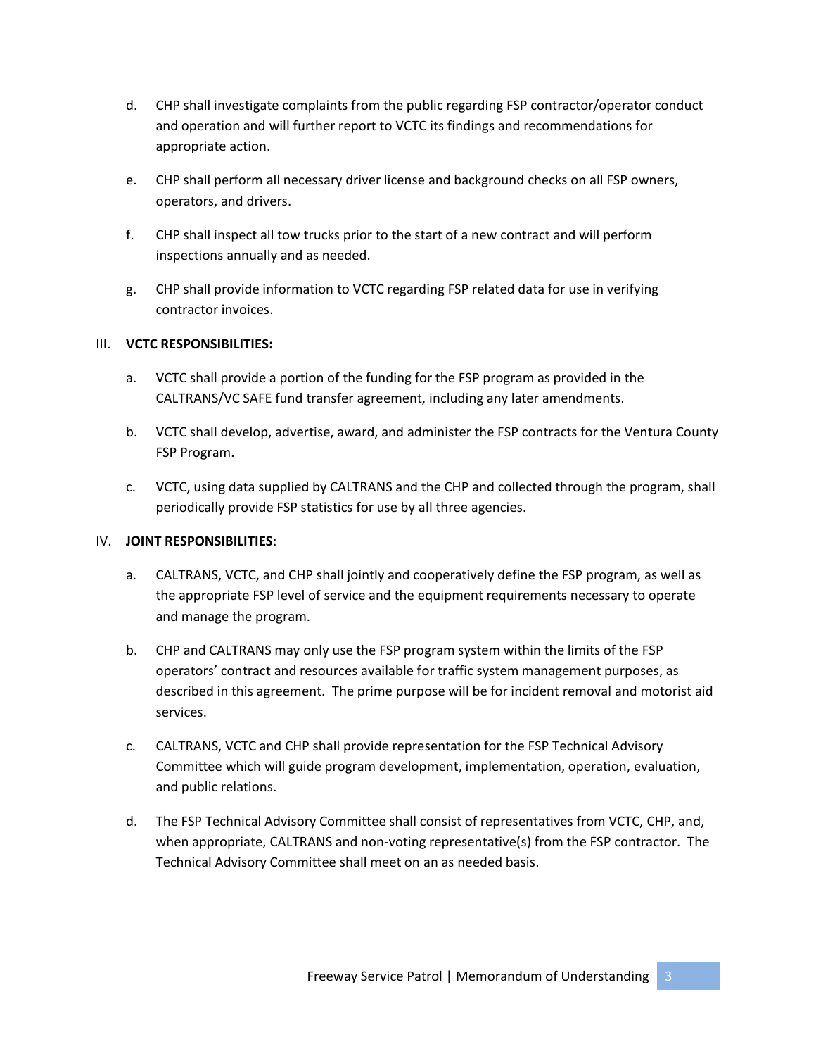d. CHP shall investigate complaints from the public regarding FSP contractor/operator conduct and operation and will further report to VCTC its findings and recommendations for appropriate action.

e. CHP shall perform all necessary driver license and background checks on all FSP owners, operators, and drivers.

f. CHP shall inspect all tow trucks prior to the start of a new contract and will perform inspections annually and as needed.

g. CHP shall provide information to VCTC regarding FSP related data for use in verifying contractor invoices.

III. **VCTC RESPONSIBILITIES:**

a. VCTC shall provide a portion of the funding for the FSP program as provided in the CALTRANS/VC SAFE fund transfer agreement, including any later amendments.

b. VCTC shall develop, advertise, award, and administer the FSP contracts for the Ventura County FSP Program.

c. VCTC, using data supplied by CALTRANS and the CHP and collected through the program, shall periodically provide FSP statistics for use by all three agencies.

IV. **JOINT RESPONSIBILITIES**:

a. CALTRANS, VCTC, and CHP shall jointly and cooperatively define the FSP program, as well as the appropriate FSP level of service and the equipment requirements necessary to operate and manage the program.

b. CHP and CALTRANS may only use the FSP program system within the limits of the FSP operators' contract and resources available for traffic system management purposes, as described in this agreement. The prime purpose will be for incident removal and motorist aid services.

c. CALTRANS, VCTC and CHP shall provide representation for the FSP Technical Advisory Committee which will guide program development, implementation, operation, evaluation, and public relations.

d. The FSP Technical Advisory Committee shall consist of representatives from VCTC, CHP, and, when appropriate, CALTRANS and non-voting representative(s) from the FSP contractor. The Technical Advisory Committee shall meet on an as needed basis.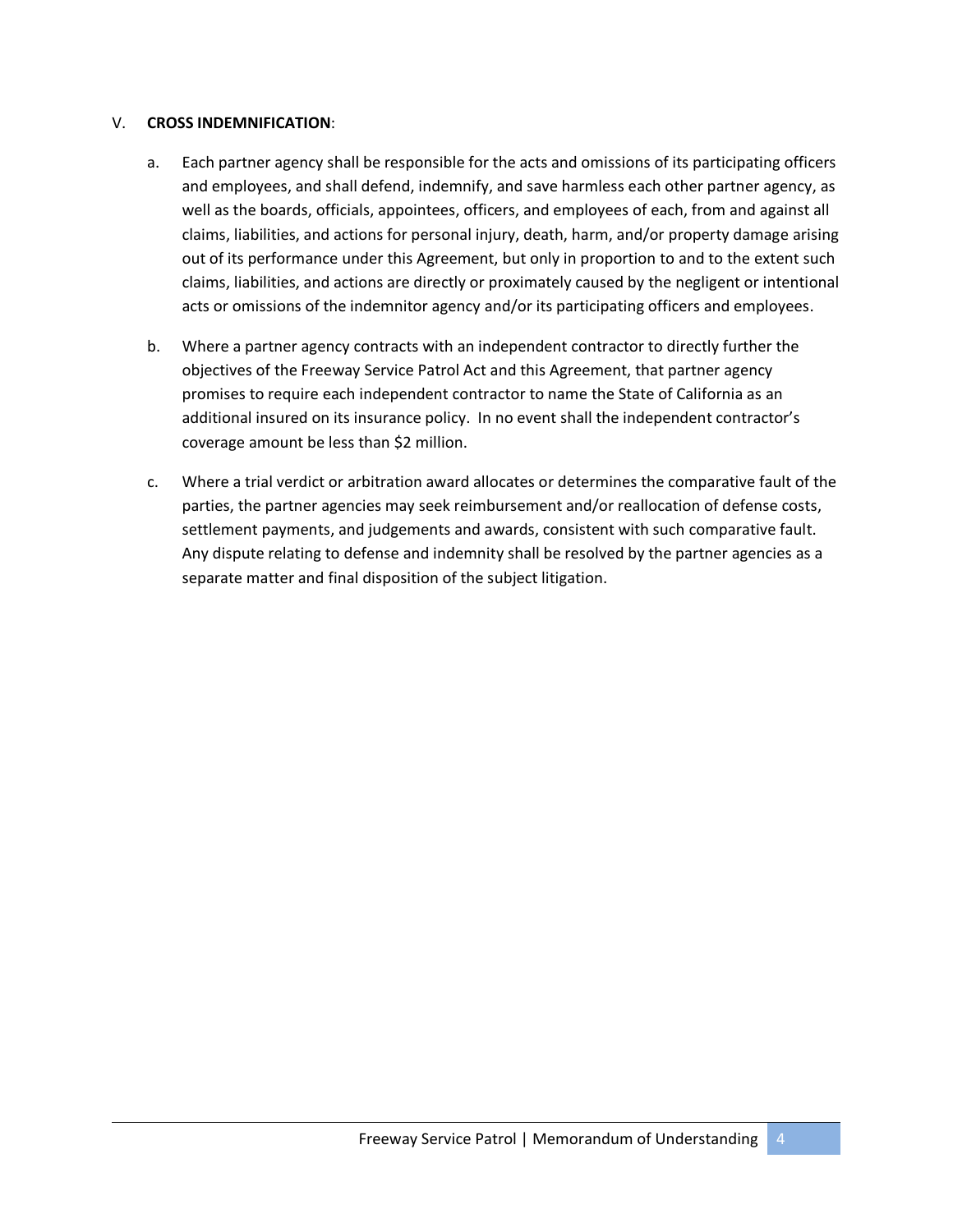V. **CROSS INDEMNIFICATION**:

a. Each partner agency shall be responsible for the acts and omissions of its participating officers and employees, and shall defend, indemnify, and save harmless each other partner agency, as well as the boards, officials, appointees, officers, and employees of each, from and against all claims, liabilities, and actions for personal injury, death, harm, and/or property damage arising out of its performance under this Agreement, but only in proportion to and to the extent such claims, liabilities, and actions are directly or proximately caused by the negligent or intentional acts or omissions of the indemnitor agency and/or its participating officers and employees.

b. Where a partner agency contracts with an independent contractor to directly further the objectives of the Freeway Service Patrol Act and this Agreement, that partner agency promises to require each independent contractor to name the State of California as an additional insured on its insurance policy. In no event shall the independent contractor's coverage amount be less than $2 million.

c. Where a trial verdict or arbitration award allocates or determines the comparative fault of the parties, the partner agencies may seek reimbursement and/or reallocation of defense costs, settlement payments, and judgements and awards, consistent with such comparative fault. Any dispute relating to defense and indemnity shall be resolved by the partner agencies as a separate matter and final disposition of the subject litigation.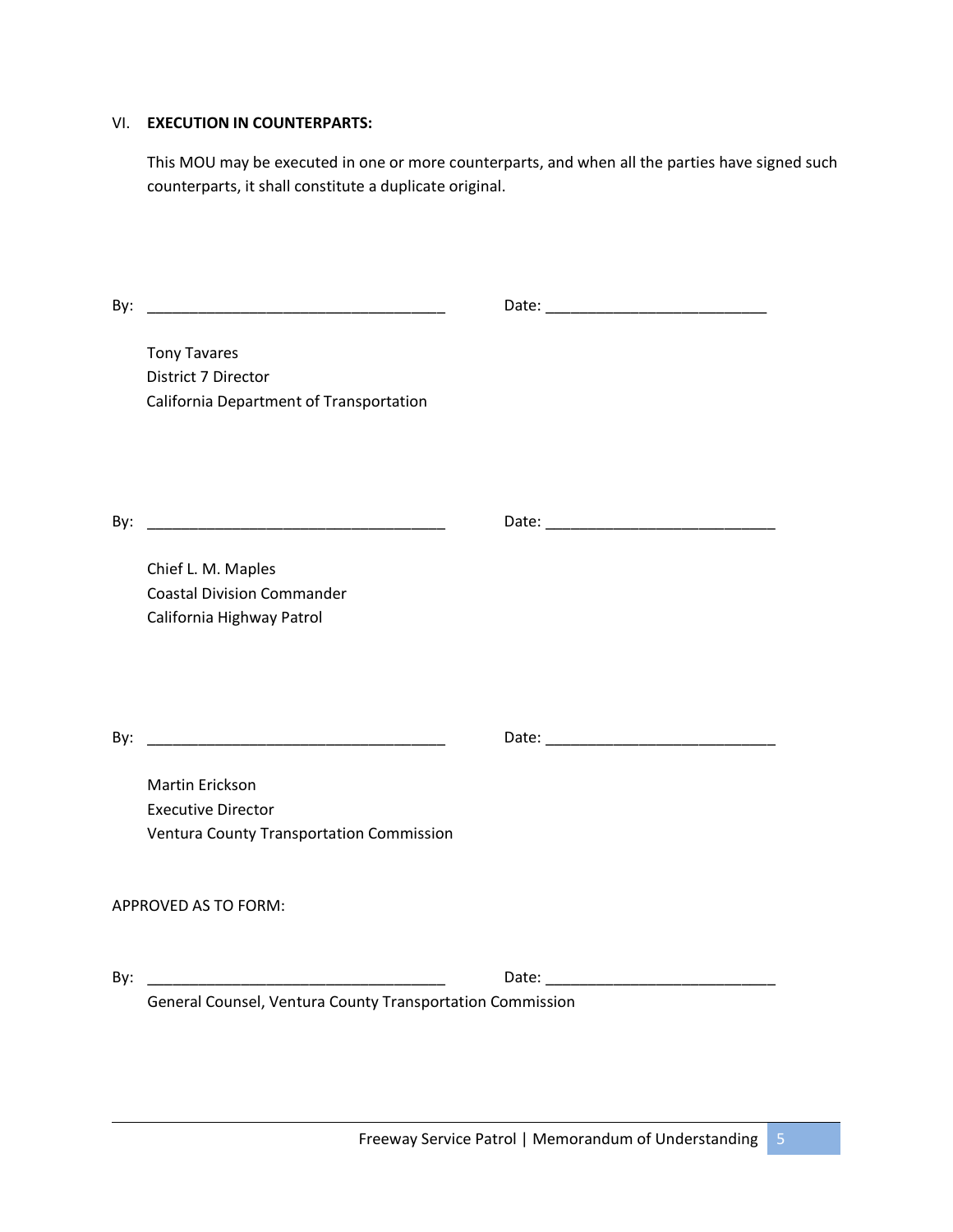VI. **EXECUTION IN COUNTERPARTS:**

This MOU may be executed in one or more counterparts, and when all the parties have signed such counterparts, it shall constitute a duplicate original.

By: ___________________________________ Date: __________________________

Tony Tavares
District 7 Director
California Department of Transportation

By: ___________________________________ Date: ___________________________

Chief L. M. Maples
Coastal Division Commander
California Highway Patrol

By: ___________________________________ Date: ___________________________

Martin Erickson
Executive Director
Ventura County Transportation Commission

APPROVED AS TO FORM:

By: ___________________________________ Date: ___________________________
General Counsel, Ventura County Transportation Commission